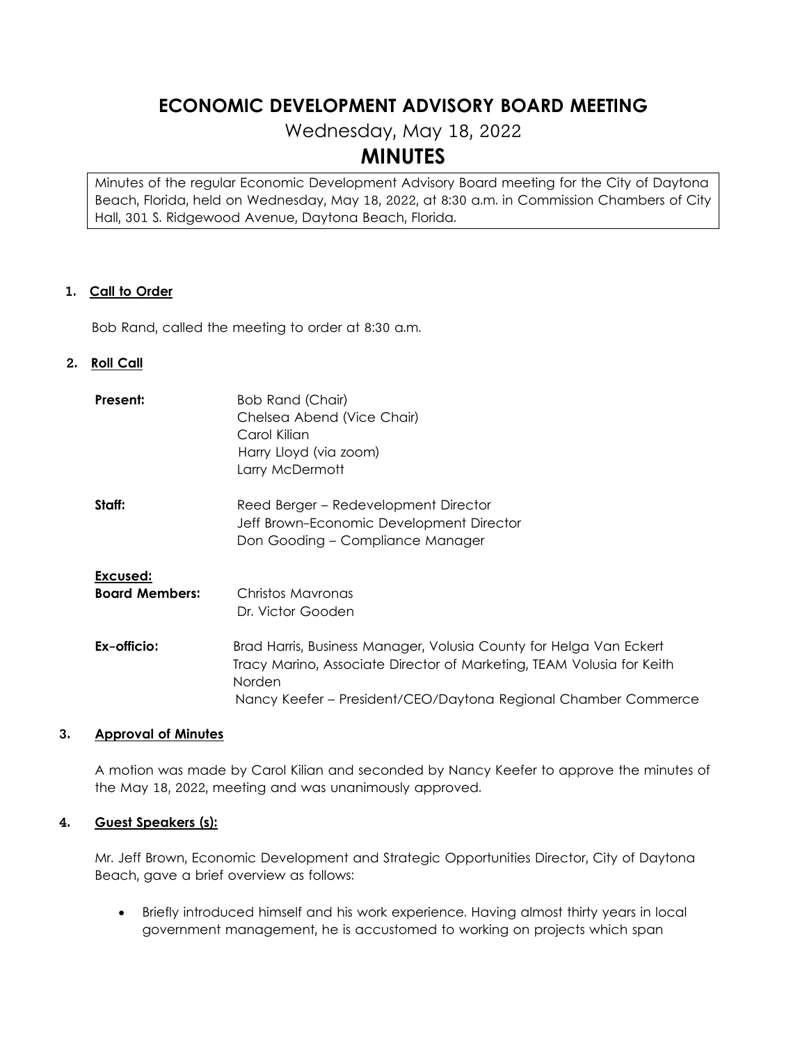# ECONOMIC DEVELOPMENT ADVISORY BOARD MEETING

Wednesday, May 18, 2022

## MINUTES

Minutes of the regular Economic Development Advisory Board meeting for the City of Daytona Beach, Florida, held on Wednesday, May 18, 2022, at 8:30 a.m. in Commission Chambers of City Hall, 301 S. Ridgewood Avenue, Daytona Beach, Florida.

**1. Call to Order**

Bob Rand, called the meeting to order at 8:30 a.m.

**2. Roll Call**

**Present:**
Bob Rand (Chair)
Chelsea Abend (Vice Chair)
Carol Kilian
Harry Lloyd (via zoom)
Larry McDermott

**Staff:**
Reed Berger – Redevelopment Director
Jeff Brown–Economic Development Director
Don Gooding – Compliance Manager

**Excused:**
**Board Members:**
Christos Mavronas
Dr. Victor Gooden

**Ex-officio:**
Brad Harris, Business Manager, Volusia County for Helga Van Eckert
Tracy Marino, Associate Director of Marketing, TEAM Volusia for Keith Norden
Nancy Keefer – President/CEO/Daytona Regional Chamber Commerce

**3. Approval of Minutes**

A motion was made by Carol Kilian and seconded by Nancy Keefer to approve the minutes of the May 18, 2022, meeting and was unanimously approved.

**4. Guest Speakers (s):**

Mr. Jeff Brown, Economic Development and Strategic Opportunities Director, City of Daytona Beach, gave a brief overview as follows:

- Briefly introduced himself and his work experience. Having almost thirty years in local government management, he is accustomed to working on projects which span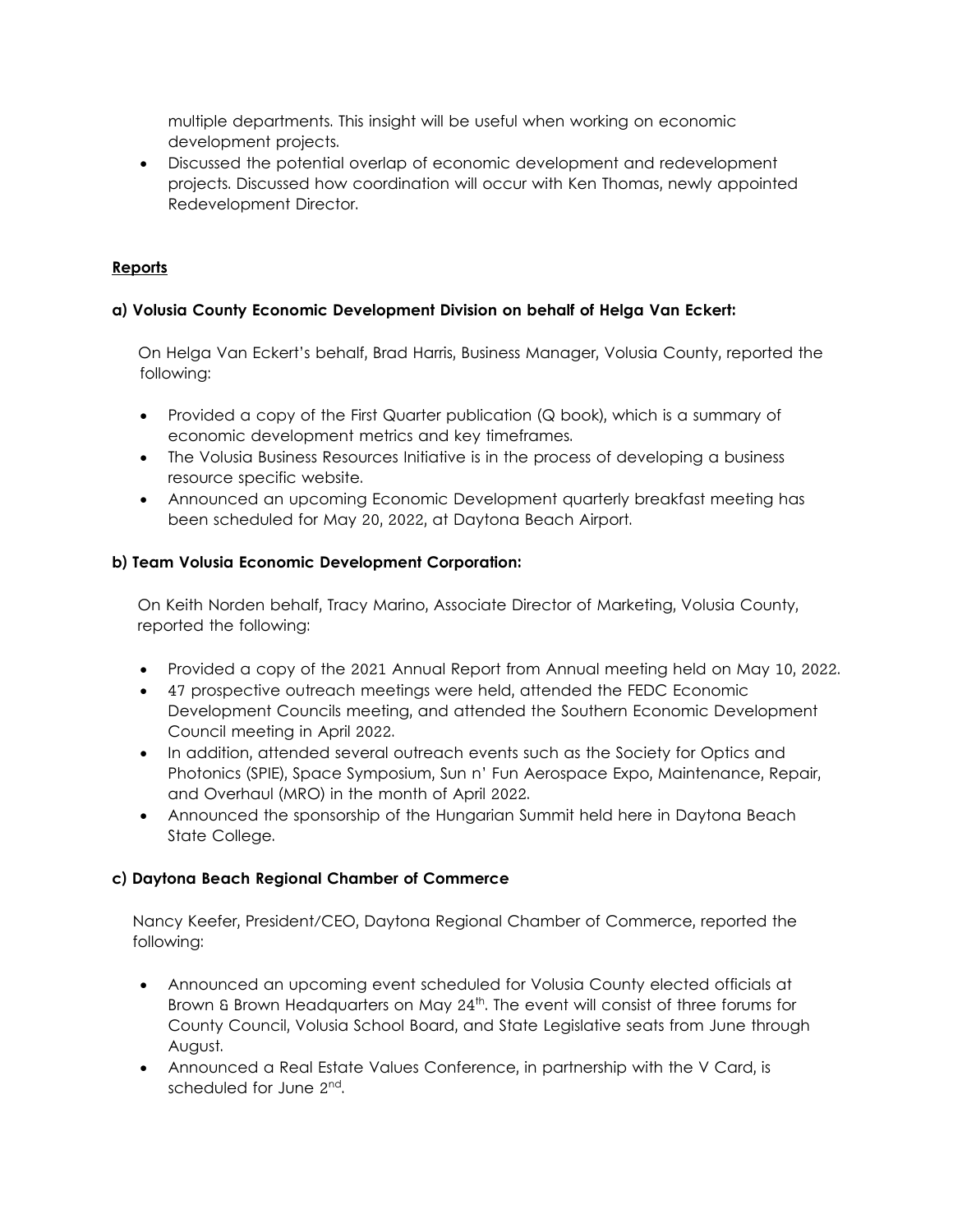multiple departments. This insight will be useful when working on economic development projects.
- Discussed the potential overlap of economic development and redevelopment projects. Discussed how coordination will occur with Ken Thomas, newly appointed Redevelopment Director.

**Reports**

**a) Volusia County Economic Development Division on behalf of Helga Van Eckert:**

On Helga Van Eckert's behalf, Brad Harris, Business Manager, Volusia County, reported the following:

- Provided a copy of the First Quarter publication (Q book), which is a summary of economic development metrics and key timeframes.
- The Volusia Business Resources Initiative is in the process of developing a business resource specific website.
- Announced an upcoming Economic Development quarterly breakfast meeting has been scheduled for May 20, 2022, at Daytona Beach Airport.

**b) Team Volusia Economic Development Corporation:**

On Keith Norden behalf, Tracy Marino, Associate Director of Marketing, Volusia County, reported the following:

- Provided a copy of the 2021 Annual Report from Annual meeting held on May 10, 2022.
- 47 prospective outreach meetings were held, attended the FEDC Economic Development Councils meeting, and attended the Southern Economic Development Council meeting in April 2022.
- In addition, attended several outreach events such as the Society for Optics and Photonics (SPIE), Space Symposium, Sun n' Fun Aerospace Expo, Maintenance, Repair, and Overhaul (MRO) in the month of April 2022.
- Announced the sponsorship of the Hungarian Summit held here in Daytona Beach State College.

**c) Daytona Beach Regional Chamber of Commerce**

Nancy Keefer, President/CEO, Daytona Regional Chamber of Commerce, reported the following:

- Announced an upcoming event scheduled for Volusia County elected officials at Brown & Brown Headquarters on May 24th. The event will consist of three forums for County Council, Volusia School Board, and State Legislative seats from June through August.
- Announced a Real Estate Values Conference, in partnership with the V Card, is scheduled for June 2nd.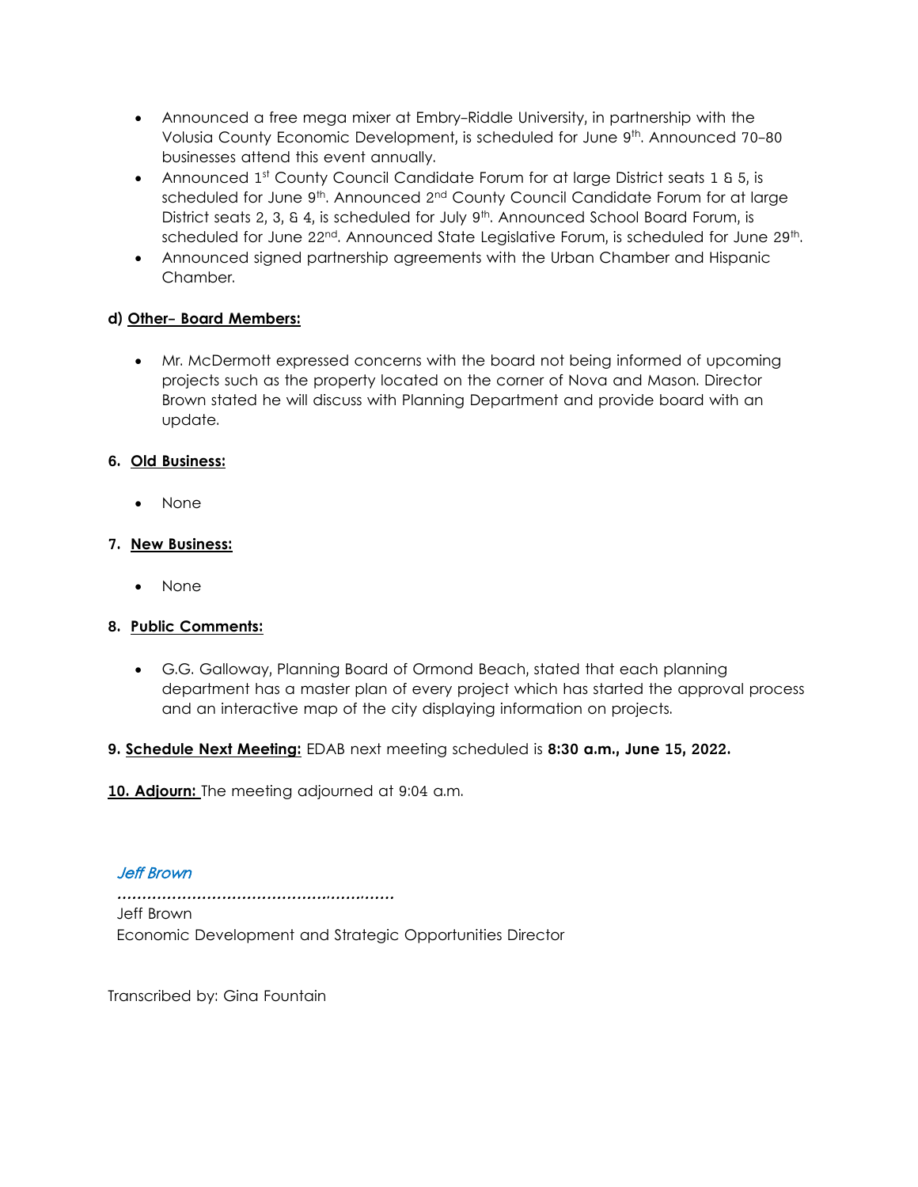- Announced a free mega mixer at Embry-Riddle University, in partnership with the Volusia County Economic Development, is scheduled for June 9th. Announced 70-80 businesses attend this event annually.
- Announced 1st County Council Candidate Forum for at large District seats 1 & 5, is scheduled for June 9th. Announced 2nd County Council Candidate Forum for at large District seats 2, 3, & 4, is scheduled for July 9th. Announced School Board Forum, is scheduled for June 22nd. Announced State Legislative Forum, is scheduled for June 29th.
- Announced signed partnership agreements with the Urban Chamber and Hispanic Chamber.

**d) Other- Board Members:**

- Mr. McDermott expressed concerns with the board not being informed of upcoming projects such as the property located on the corner of Nova and Mason. Director Brown stated he will discuss with Planning Department and provide board with an update.

**6. Old Business:**

- None

**7. New Business:**

- None

**8. Public Comments:**

- G.G. Galloway, Planning Board of Ormond Beach, stated that each planning department has a master plan of every project which has started the approval process and an interactive map of the city displaying information on projects.

**9. Schedule Next Meeting:** EDAB next meeting scheduled is **8:30 a.m., June 15, 2022.**

**10. Adjourn:** The meeting adjourned at 9:04 a.m.

*Jeff Brown*

.......................................................

Jeff Brown
Economic Development and Strategic Opportunities Director

Transcribed by: Gina Fountain